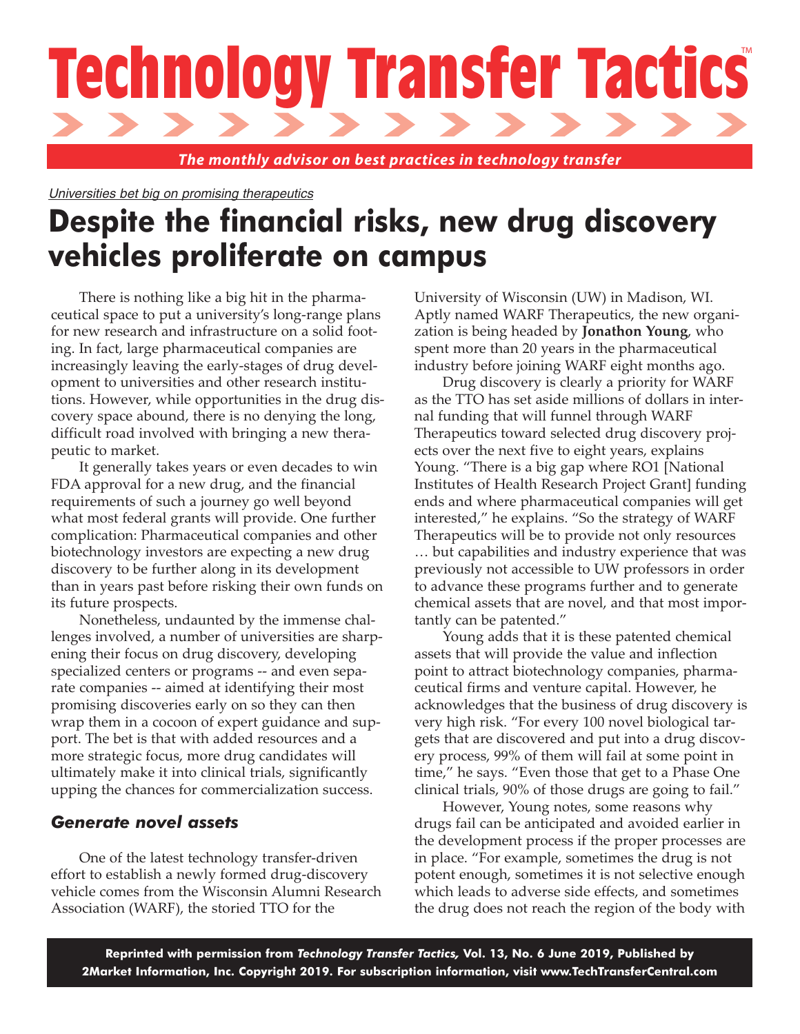# Technology Transfer Tactics™

*The monthly advisor on best practices in technology transfer*

*Universities bet big on promising therapeutics*

## Despite the financial risks, new drug discovery vehicles proliferate on campus

There is nothing like a big hit in the pharmaceutical space to put a university's long-range plans for new research and infrastructure on a solid footing. In fact, large pharmaceutical companies are increasingly leaving the early-stages of drug development to universities and other research institutions. However, while opportunities in the drug discovery space abound, there is no denying the long, difficult road involved with bringing a new therapeutic to market.

It generally takes years or even decades to win FDA approval for a new drug, and the financial requirements of such a journey go well beyond what most federal grants will provide. One further complication: Pharmaceutical companies and other biotechnology investors are expecting a new drug discovery to be further along in its development than in years past before risking their own funds on its future prospects.

Nonetheless, undaunted by the immense challenges involved, a number of universities are sharpening their focus on drug discovery, developing specialized centers or programs -- and even separate companies -- aimed at identifying their most promising discoveries early on so they can then wrap them in a cocoon of expert guidance and support. The bet is that with added resources and a more strategic focus, more drug candidates will ultimately make it into clinical trials, significantly upping the chances for commercialization success.

### *Generate novel assets*

One of the latest technology transfer-driven effort to establish a newly formed drug-discovery vehicle comes from the Wisconsin Alumni Research Association (WARF), the storied TTO for the University of Wisconsin (UW) in Madison, WI. Aptly named WARF Therapeutics, the new organization is being headed by **Jonathon Young**, who spent more than 20 years in the pharmaceutical industry before joining WARF eight months ago.

Drug discovery is clearly a priority for WARF as the TTO has set aside millions of dollars in internal funding that will funnel through WARF Therapeutics toward selected drug discovery projects over the next five to eight years, explains Young. "There is a big gap where RO1 [National Institutes of Health Research Project Grant] funding ends and where pharmaceutical companies will get interested," he explains. "So the strategy of WARF Therapeutics will be to provide not only resources … but capabilities and industry experience that was previously not accessible to UW professors in order to advance these programs further and to generate chemical assets that are novel, and that most importantly can be patented."

Young adds that it is these patented chemical assets that will provide the value and inflection point to attract biotechnology companies, pharmaceutical firms and venture capital. However, he acknowledges that the business of drug discovery is very high risk. "For every 100 novel biological targets that are discovered and put into a drug discovery process, 99% of them will fail at some point in time," he says. "Even those that get to a Phase One clinical trials, 90% of those drugs are going to fail."

However, Young notes, some reasons why drugs fail can be anticipated and avoided earlier in the development process if the proper processes are in place. "For example, sometimes the drug is not potent enough, sometimes it is not selective enough which leads to adverse side effects, and sometimes the drug does not reach the region of the body with

**Reprinted with permission from *Technology Transfer Tactics,* Vol. 13, No. 6 June 2019, Published by 2Market Information, Inc. Copyright 2019. For subscription information, visit www.TechTransferCentral.com**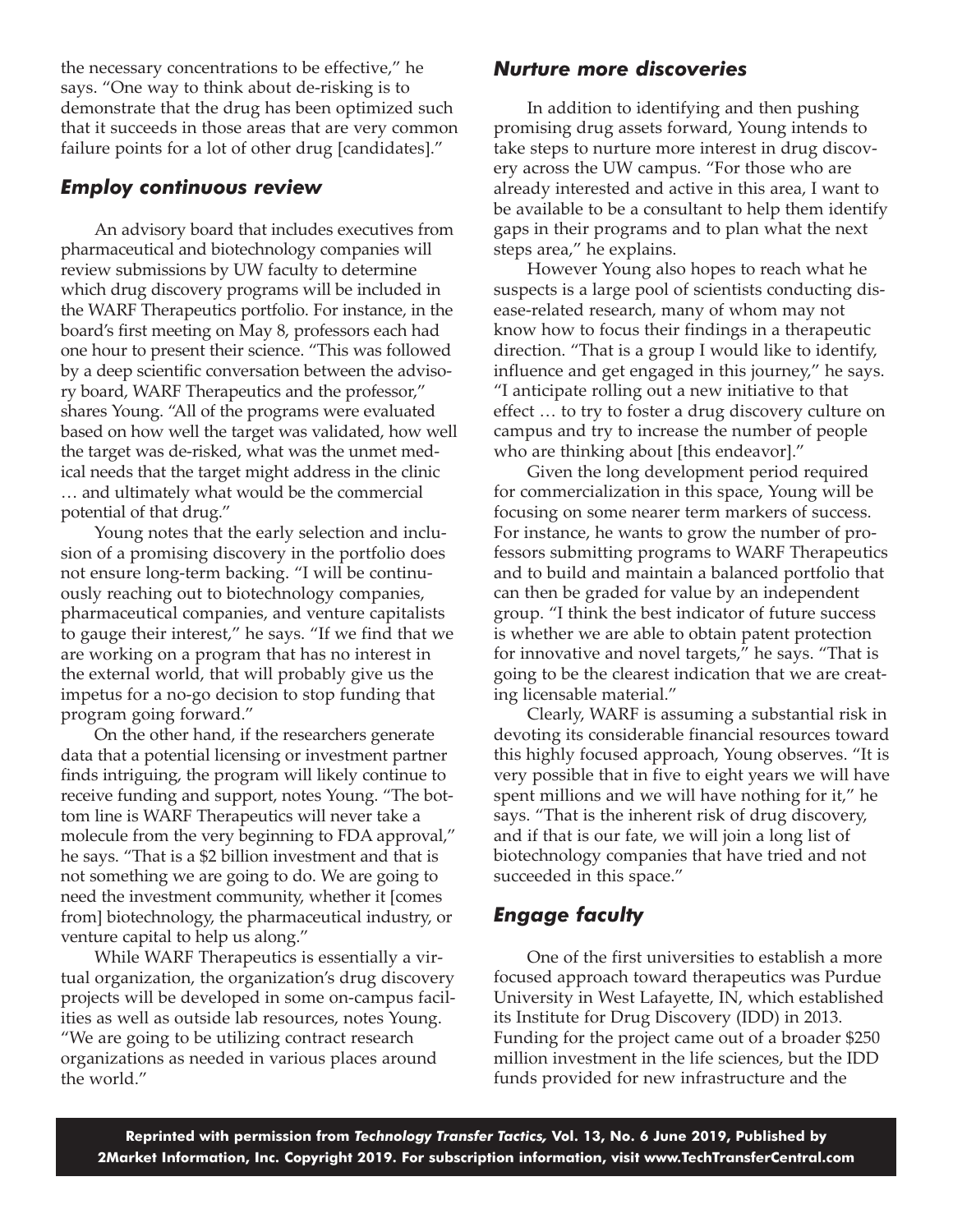the necessary concentrations to be effective," he says. "One way to think about de-risking is to demonstrate that the drug has been optimized such that it succeeds in those areas that are very common failure points for a lot of other drug [candidates]."

### Employ continuous review

An advisory board that includes executives from pharmaceutical and biotechnology companies will review submissions by UW faculty to determine which drug discovery programs will be included in the WARF Therapeutics portfolio. For instance, in the board's first meeting on May 8, professors each had one hour to present their science. "This was followed by a deep scientific conversation between the advisory board, WARF Therapeutics and the professor," shares Young. "All of the programs were evaluated based on how well the target was validated, how well the target was de-risked, what was the unmet medical needs that the target might address in the clinic … and ultimately what would be the commercial potential of that drug."

Young notes that the early selection and inclusion of a promising discovery in the portfolio does not ensure long-term backing. "I will be continuously reaching out to biotechnology companies, pharmaceutical companies, and venture capitalists to gauge their interest," he says. "If we find that we are working on a program that has no interest in the external world, that will probably give us the impetus for a no-go decision to stop funding that program going forward."

On the other hand, if the researchers generate data that a potential licensing or investment partner finds intriguing, the program will likely continue to receive funding and support, notes Young. "The bottom line is WARF Therapeutics will never take a molecule from the very beginning to FDA approval," he says. "That is a $2 billion investment and that is not something we are going to do. We are going to need the investment community, whether it [comes from] biotechnology, the pharmaceutical industry, or venture capital to help us along."

While WARF Therapeutics is essentially a virtual organization, the organization's drug discovery projects will be developed in some on-campus facilities as well as outside lab resources, notes Young. "We are going to be utilizing contract research organizations as needed in various places around the world."

### Nurture more discoveries

In addition to identifying and then pushing promising drug assets forward, Young intends to take steps to nurture more interest in drug discovery across the UW campus. "For those who are already interested and active in this area, I want to be available to be a consultant to help them identify gaps in their programs and to plan what the next steps area," he explains.

However Young also hopes to reach what he suspects is a large pool of scientists conducting disease-related research, many of whom may not know how to focus their findings in a therapeutic direction. "That is a group I would like to identify, influence and get engaged in this journey," he says. "I anticipate rolling out a new initiative to that effect … to try to foster a drug discovery culture on campus and try to increase the number of people who are thinking about [this endeavor]."

Given the long development period required for commercialization in this space, Young will be focusing on some nearer term markers of success. For instance, he wants to grow the number of professors submitting programs to WARF Therapeutics and to build and maintain a balanced portfolio that can then be graded for value by an independent group. "I think the best indicator of future success is whether we are able to obtain patent protection for innovative and novel targets," he says. "That is going to be the clearest indication that we are creating licensable material."

Clearly, WARF is assuming a substantial risk in devoting its considerable financial resources toward this highly focused approach, Young observes. "It is very possible that in five to eight years we will have spent millions and we will have nothing for it," he says. "That is the inherent risk of drug discovery, and if that is our fate, we will join a long list of biotechnology companies that have tried and not succeeded in this space."

### Engage faculty

One of the first universities to establish a more focused approach toward therapeutics was Purdue University in West Lafayette, IN, which established its Institute for Drug Discovery (IDD) in 2013. Funding for the project came out of a broader $250 million investment in the life sciences, but the IDD funds provided for new infrastructure and the

**Reprinted with permission from *Technology Transfer Tactics,* Vol. 13, No. 6 June 2019, Published by 2Market Information, Inc. Copyright 2019. For subscription information, visit www.TechTransferCentral.com**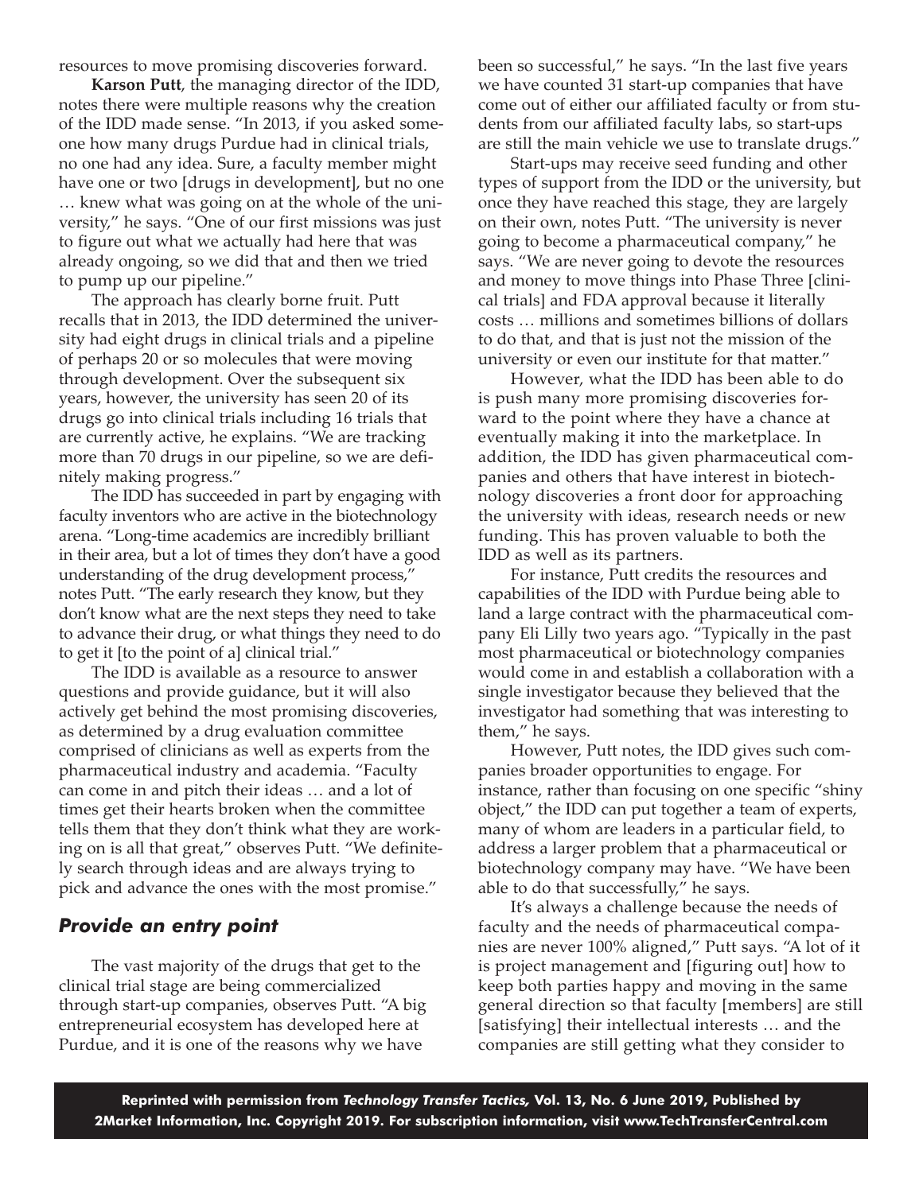resources to move promising discoveries forward.

**Karson Putt**, the managing director of the IDD, notes there were multiple reasons why the creation of the IDD made sense. "In 2013, if you asked someone how many drugs Purdue had in clinical trials, no one had any idea. Sure, a faculty member might have one or two [drugs in development], but no one … knew what was going on at the whole of the university," he says. "One of our first missions was just to figure out what we actually had here that was already ongoing, so we did that and then we tried to pump up our pipeline."

The approach has clearly borne fruit. Putt recalls that in 2013, the IDD determined the university had eight drugs in clinical trials and a pipeline of perhaps 20 or so molecules that were moving through development. Over the subsequent six years, however, the university has seen 20 of its drugs go into clinical trials including 16 trials that are currently active, he explains. "We are tracking more than 70 drugs in our pipeline, so we are definitely making progress."

The IDD has succeeded in part by engaging with faculty inventors who are active in the biotechnology arena. "Long-time academics are incredibly brilliant in their area, but a lot of times they don't have a good understanding of the drug development process," notes Putt. "The early research they know, but they don't know what are the next steps they need to take to advance their drug, or what things they need to do to get it [to the point of a] clinical trial."

The IDD is available as a resource to answer questions and provide guidance, but it will also actively get behind the most promising discoveries, as determined by a drug evaluation committee comprised of clinicians as well as experts from the pharmaceutical industry and academia. "Faculty can come in and pitch their ideas … and a lot of times get their hearts broken when the committee tells them that they don't think what they are working on is all that great," observes Putt. "We definitely search through ideas and are always trying to pick and advance the ones with the most promise."

## *Provide an entry point*

The vast majority of the drugs that get to the clinical trial stage are being commercialized through start-up companies, observes Putt. "A big entrepreneurial ecosystem has developed here at Purdue, and it is one of the reasons why we have been so successful," he says. "In the last five years we have counted 31 start-up companies that have come out of either our affiliated faculty or from students from our affiliated faculty labs, so start-ups are still the main vehicle we use to translate drugs."

Start-ups may receive seed funding and other types of support from the IDD or the university, but once they have reached this stage, they are largely on their own, notes Putt. "The university is never going to become a pharmaceutical company," he says. "We are never going to devote the resources and money to move things into Phase Three [clinical trials] and FDA approval because it literally costs … millions and sometimes billions of dollars to do that, and that is just not the mission of the university or even our institute for that matter."

However, what the IDD has been able to do is push many more promising discoveries forward to the point where they have a chance at eventually making it into the marketplace. In addition, the IDD has given pharmaceutical companies and others that have interest in biotechnology discoveries a front door for approaching the university with ideas, research needs or new funding. This has proven valuable to both the IDD as well as its partners.

For instance, Putt credits the resources and capabilities of the IDD with Purdue being able to land a large contract with the pharmaceutical company Eli Lilly two years ago. "Typically in the past most pharmaceutical or biotechnology companies would come in and establish a collaboration with a single investigator because they believed that the investigator had something that was interesting to them," he says.

However, Putt notes, the IDD gives such companies broader opportunities to engage. For instance, rather than focusing on one specific "shiny object," the IDD can put together a team of experts, many of whom are leaders in a particular field, to address a larger problem that a pharmaceutical or biotechnology company may have. "We have been able to do that successfully," he says.

It's always a challenge because the needs of faculty and the needs of pharmaceutical companies are never 100% aligned," Putt says. "A lot of it is project management and [figuring out] how to keep both parties happy and moving in the same general direction so that faculty [members] are still [satisfying] their intellectual interests … and the companies are still getting what they consider to

**Reprinted with permission from *Technology Transfer Tactics,* Vol. 13, No. 6 June 2019, Published by 2Market Information, Inc. Copyright 2019. For subscription information, visit www.TechTransferCentral.com**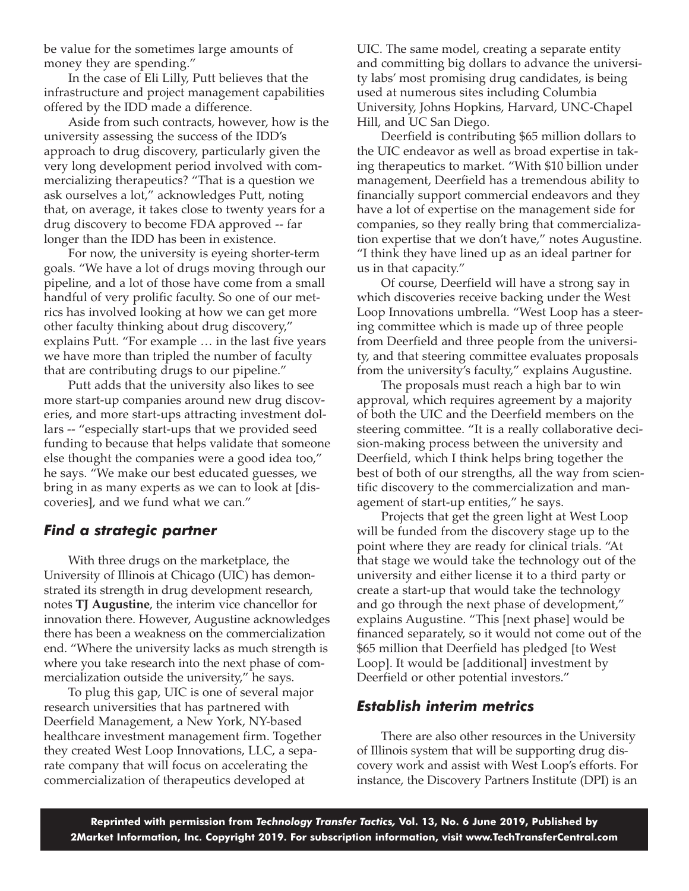be value for the sometimes large amounts of money they are spending."

In the case of Eli Lilly, Putt believes that the infrastructure and project management capabilities offered by the IDD made a difference.

Aside from such contracts, however, how is the university assessing the success of the IDD's approach to drug discovery, particularly given the very long development period involved with commercializing therapeutics? "That is a question we ask ourselves a lot," acknowledges Putt, noting that, on average, it takes close to twenty years for a drug discovery to become FDA approved -- far longer than the IDD has been in existence.

For now, the university is eyeing shorter-term goals. "We have a lot of drugs moving through our pipeline, and a lot of those have come from a small handful of very prolific faculty. So one of our metrics has involved looking at how we can get more other faculty thinking about drug discovery," explains Putt. "For example … in the last five years we have more than tripled the number of faculty that are contributing drugs to our pipeline."

Putt adds that the university also likes to see more start-up companies around new drug discoveries, and more start-ups attracting investment dollars -- "especially start-ups that we provided seed funding to because that helps validate that someone else thought the companies were a good idea too," he says. "We make our best educated guesses, we bring in as many experts as we can to look at [discoveries], and we fund what we can."

## *Find a strategic partner*

With three drugs on the marketplace, the University of Illinois at Chicago (UIC) has demonstrated its strength in drug development research, notes **TJ Augustine**, the interim vice chancellor for innovation there. However, Augustine acknowledges there has been a weakness on the commercialization end. "Where the university lacks as much strength is where you take research into the next phase of commercialization outside the university," he says.

To plug this gap, UIC is one of several major research universities that has partnered with Deerfield Management, a New York, NY-based healthcare investment management firm. Together they created West Loop Innovations, LLC, a separate company that will focus on accelerating the commercialization of therapeutics developed at UIC. The same model, creating a separate entity and committing big dollars to advance the university labs' most promising drug candidates, is being used at numerous sites including Columbia University, Johns Hopkins, Harvard, UNC-Chapel Hill, and UC San Diego.

Deerfield is contributing $65 million dollars to the UIC endeavor as well as broad expertise in taking therapeutics to market. "With $10 billion under management, Deerfield has a tremendous ability to financially support commercial endeavors and they have a lot of expertise on the management side for companies, so they really bring that commercialization expertise that we don't have," notes Augustine. "I think they have lined up as an ideal partner for us in that capacity."

Of course, Deerfield will have a strong say in which discoveries receive backing under the West Loop Innovations umbrella. "West Loop has a steering committee which is made up of three people from Deerfield and three people from the university, and that steering committee evaluates proposals from the university's faculty," explains Augustine.

The proposals must reach a high bar to win approval, which requires agreement by a majority of both the UIC and the Deerfield members on the steering committee. "It is a really collaborative decision-making process between the university and Deerfield, which I think helps bring together the best of both of our strengths, all the way from scientific discovery to the commercialization and management of start-up entities," he says.

Projects that get the green light at West Loop will be funded from the discovery stage up to the point where they are ready for clinical trials. "At that stage we would take the technology out of the university and either license it to a third party or create a start-up that would take the technology and go through the next phase of development," explains Augustine. "This [next phase] would be financed separately, so it would not come out of the $65 million that Deerfield has pledged [to West Loop]. It would be [additional] investment by Deerfield or other potential investors."

## *Establish interim metrics*

There are also other resources in the University of Illinois system that will be supporting drug discovery work and assist with West Loop's efforts. For instance, the Discovery Partners Institute (DPI) is an

**Reprinted with permission from *Technology Transfer Tactics,* Vol. 13, No. 6 June 2019, Published by 2Market Information, Inc. Copyright 2019. For subscription information, visit www.TechTransferCentral.com**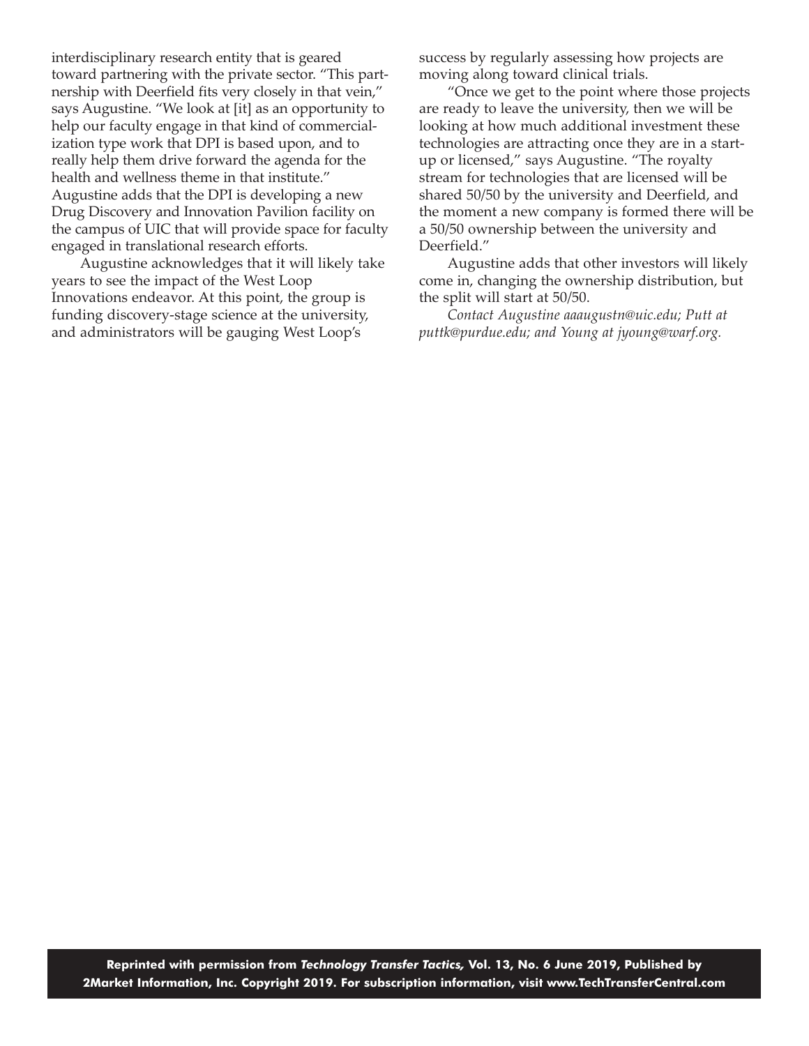interdisciplinary research entity that is geared toward partnering with the private sector. "This partnership with Deerfield fits very closely in that vein," says Augustine. "We look at [it] as an opportunity to help our faculty engage in that kind of commercialization type work that DPI is based upon, and to really help them drive forward the agenda for the health and wellness theme in that institute." Augustine adds that the DPI is developing a new Drug Discovery and Innovation Pavilion facility on the campus of UIC that will provide space for faculty engaged in translational research efforts.

Augustine acknowledges that it will likely take years to see the impact of the West Loop Innovations endeavor. At this point, the group is funding discovery-stage science at the university, and administrators will be gauging West Loop's success by regularly assessing how projects are moving along toward clinical trials.

"Once we get to the point where those projects are ready to leave the university, then we will be looking at how much additional investment these technologies are attracting once they are in a start-up or licensed," says Augustine. "The royalty stream for technologies that are licensed will be shared 50/50 by the university and Deerfield, and the moment a new company is formed there will be a 50/50 ownership between the university and Deerfield."

Augustine adds that other investors will likely come in, changing the ownership distribution, but the split will start at 50/50.

*Contact Augustine aaaugustn@uic.edu; Putt at puttk@purdue.edu; and Young at jyoung@warf.org.*

**Reprinted with permission from *Technology Transfer Tactics,* Vol. 13, No. 6 June 2019, Published by 2Market Information, Inc. Copyright 2019. For subscription information, visit www.TechTransferCentral.com**